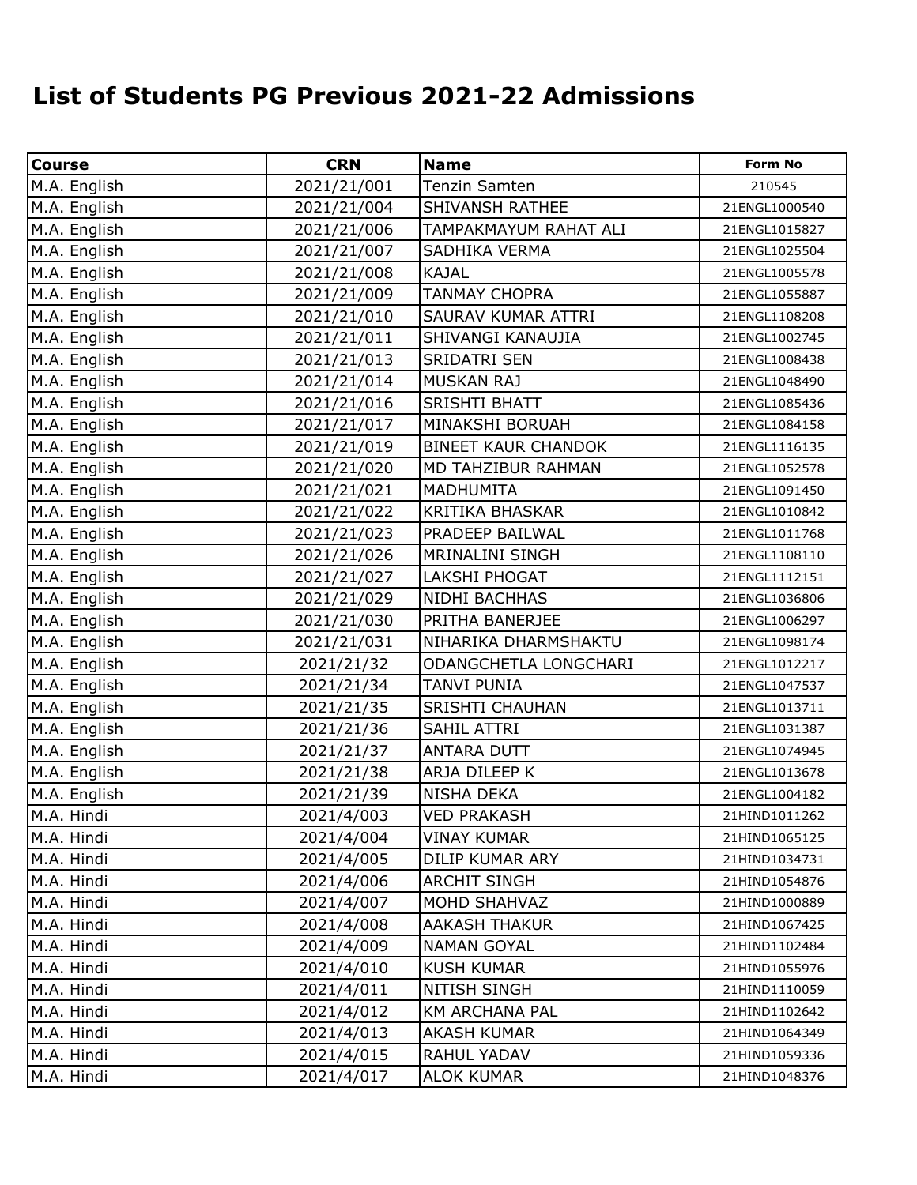# List of Students PG Previous 2021-22 Admissions

| Course | CRN | Name | Form No |
|---|---|---|---|
| M.A. English | 2021/21/001 | Tenzin Samten | 210545 |
| M.A. English | 2021/21/004 | SHIVANSH RATHEE | 21ENGL1000540 |
| M.A. English | 2021/21/006 | TAMPAKMAYUM RAHAT ALI | 21ENGL1015827 |
| M.A. English | 2021/21/007 | SADHIKA VERMA | 21ENGL1025504 |
| M.A. English | 2021/21/008 | KAJAL | 21ENGL1005578 |
| M.A. English | 2021/21/009 | TANMAY CHOPRA | 21ENGL1055887 |
| M.A. English | 2021/21/010 | SAURAV KUMAR ATTRI | 21ENGL1108208 |
| M.A. English | 2021/21/011 | SHIVANGI KANAUJIA | 21ENGL1002745 |
| M.A. English | 2021/21/013 | SRIDATRI SEN | 21ENGL1008438 |
| M.A. English | 2021/21/014 | MUSKAN RAJ | 21ENGL1048490 |
| M.A. English | 2021/21/016 | SRISHTI BHATT | 21ENGL1085436 |
| M.A. English | 2021/21/017 | MINAKSHI BORUAH | 21ENGL1084158 |
| M.A. English | 2021/21/019 | BINEET KAUR CHANDOK | 21ENGL1116135 |
| M.A. English | 2021/21/020 | MD TAHZIBUR RAHMAN | 21ENGL1052578 |
| M.A. English | 2021/21/021 | MADHUMITA | 21ENGL1091450 |
| M.A. English | 2021/21/022 | KRITIKA BHASKAR | 21ENGL1010842 |
| M.A. English | 2021/21/023 | PRADEEP BAILWAL | 21ENGL1011768 |
| M.A. English | 2021/21/026 | MRINALINI SINGH | 21ENGL1108110 |
| M.A. English | 2021/21/027 | LAKSHI PHOGAT | 21ENGL1112151 |
| M.A. English | 2021/21/029 | NIDHI BACHHAS | 21ENGL1036806 |
| M.A. English | 2021/21/030 | PRITHA BANERJEE | 21ENGL1006297 |
| M.A. English | 2021/21/031 | NIHARIKA DHARMSHAKTU | 21ENGL1098174 |
| M.A. English | 2021/21/32 | ODANGCHETLA LONGCHARI | 21ENGL1012217 |
| M.A. English | 2021/21/34 | TANVI PUNIA | 21ENGL1047537 |
| M.A. English | 2021/21/35 | SRISHTI CHAUHAN | 21ENGL1013711 |
| M.A. English | 2021/21/36 | SAHIL ATTRI | 21ENGL1031387 |
| M.A. English | 2021/21/37 | ANTARA DUTT | 21ENGL1074945 |
| M.A. English | 2021/21/38 | ARJA DILEEP K | 21ENGL1013678 |
| M.A. English | 2021/21/39 | NISHA DEKA | 21ENGL1004182 |
| M.A. Hindi | 2021/4/003 | VED PRAKASH | 21HIND1011262 |
| M.A. Hindi | 2021/4/004 | VINAY KUMAR | 21HIND1065125 |
| M.A. Hindi | 2021/4/005 | DILIP KUMAR ARY | 21HIND1034731 |
| M.A. Hindi | 2021/4/006 | ARCHIT SINGH | 21HIND1054876 |
| M.A. Hindi | 2021/4/007 | MOHD SHAHVAZ | 21HIND1000889 |
| M.A. Hindi | 2021/4/008 | AAKASH THAKUR | 21HIND1067425 |
| M.A. Hindi | 2021/4/009 | NAMAN GOYAL | 21HIND1102484 |
| M.A. Hindi | 2021/4/010 | KUSH KUMAR | 21HIND1055976 |
| M.A. Hindi | 2021/4/011 | NITISH SINGH | 21HIND1110059 |
| M.A. Hindi | 2021/4/012 | KM ARCHANA PAL | 21HIND1102642 |
| M.A. Hindi | 2021/4/013 | AKASH KUMAR | 21HIND1064349 |
| M.A. Hindi | 2021/4/015 | RAHUL YADAV | 21HIND1059336 |
| M.A. Hindi | 2021/4/017 | ALOK KUMAR | 21HIND1048376 |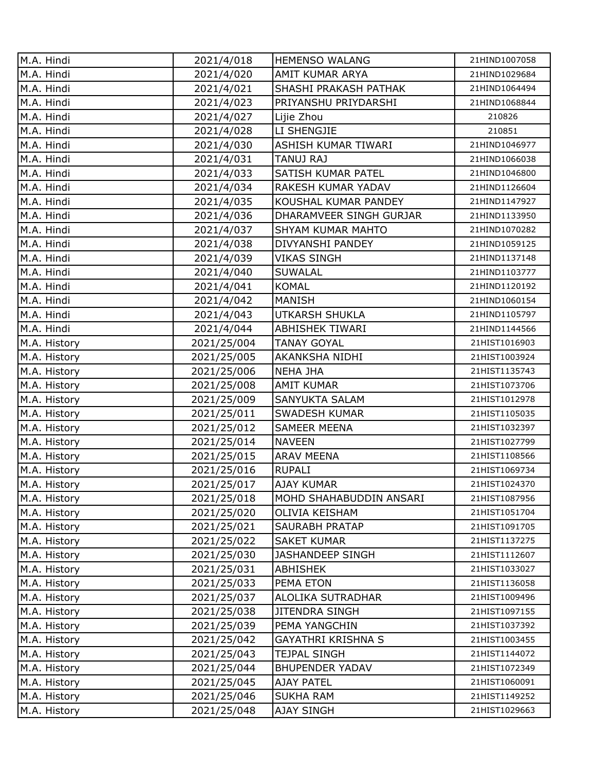| | | | |
|---|---|---|---|
| M.A. Hindi | 2021/4/018 | HEMENSO WALANG | 21HIND1007058 |
| M.A. Hindi | 2021/4/020 | AMIT KUMAR ARYA | 21HIND1029684 |
| M.A. Hindi | 2021/4/021 | SHASHI PRAKASH PATHAK | 21HIND1064494 |
| M.A. Hindi | 2021/4/023 | PRIYANSHU PRIYDARSHI | 21HIND1068844 |
| M.A. Hindi | 2021/4/027 | Lijie Zhou | 210826 |
| M.A. Hindi | 2021/4/028 | LI SHENGJIE | 210851 |
| M.A. Hindi | 2021/4/030 | ASHISH KUMAR TIWARI | 21HIND1046977 |
| M.A. Hindi | 2021/4/031 | TANUJ RAJ | 21HIND1066038 |
| M.A. Hindi | 2021/4/033 | SATISH KUMAR PATEL | 21HIND1046800 |
| M.A. Hindi | 2021/4/034 | RAKESH KUMAR YADAV | 21HIND1126604 |
| M.A. Hindi | 2021/4/035 | KOUSHAL KUMAR PANDEY | 21HIND1147927 |
| M.A. Hindi | 2021/4/036 | DHARAMVEER SINGH GURJAR | 21HIND1133950 |
| M.A. Hindi | 2021/4/037 | SHYAM KUMAR MAHTO | 21HIND1070282 |
| M.A. Hindi | 2021/4/038 | DIVYANSHI PANDEY | 21HIND1059125 |
| M.A. Hindi | 2021/4/039 | VIKAS SINGH | 21HIND1137148 |
| M.A. Hindi | 2021/4/040 | SUWALAL | 21HIND1103777 |
| M.A. Hindi | 2021/4/041 | KOMAL | 21HIND1120192 |
| M.A. Hindi | 2021/4/042 | MANISH | 21HIND1060154 |
| M.A. Hindi | 2021/4/043 | UTKARSH SHUKLA | 21HIND1105797 |
| M.A. Hindi | 2021/4/044 | ABHISHEK TIWARI | 21HIND1144566 |
| M.A. History | 2021/25/004 | TANAY GOYAL | 21HIST1016903 |
| M.A. History | 2021/25/005 | AKANKSHA NIDHI | 21HIST1003924 |
| M.A. History | 2021/25/006 | NEHA JHA | 21HIST1135743 |
| M.A. History | 2021/25/008 | AMIT KUMAR | 21HIST1073706 |
| M.A. History | 2021/25/009 | SANYUKTA SALAM | 21HIST1012978 |
| M.A. History | 2021/25/011 | SWADESH KUMAR | 21HIST1105035 |
| M.A. History | 2021/25/012 | SAMEER MEENA | 21HIST1032397 |
| M.A. History | 2021/25/014 | NAVEEN | 21HIST1027799 |
| M.A. History | 2021/25/015 | ARAV MEENA | 21HIST1108566 |
| M.A. History | 2021/25/016 | RUPALI | 21HIST1069734 |
| M.A. History | 2021/25/017 | AJAY KUMAR | 21HIST1024370 |
| M.A. History | 2021/25/018 | MOHD SHAHABUDDIN ANSARI | 21HIST1087956 |
| M.A. History | 2021/25/020 | OLIVIA KEISHAM | 21HIST1051704 |
| M.A. History | 2021/25/021 | SAURABH PRATAP | 21HIST1091705 |
| M.A. History | 2021/25/022 | SAKET KUMAR | 21HIST1137275 |
| M.A. History | 2021/25/030 | JASHANDEEP SINGH | 21HIST1112607 |
| M.A. History | 2021/25/031 | ABHISHEK | 21HIST1033027 |
| M.A. History | 2021/25/033 | PEMA ETON | 21HIST1136058 |
| M.A. History | 2021/25/037 | ALOLIKA SUTRADHAR | 21HIST1009496 |
| M.A. History | 2021/25/038 | JITENDRA SINGH | 21HIST1097155 |
| M.A. History | 2021/25/039 | PEMA YANGCHIN | 21HIST1037392 |
| M.A. History | 2021/25/042 | GAYATHRI KRISHNA S | 21HIST1003455 |
| M.A. History | 2021/25/043 | TEJPAL SINGH | 21HIST1144072 |
| M.A. History | 2021/25/044 | BHUPENDER YADAV | 21HIST1072349 |
| M.A. History | 2021/25/045 | AJAY PATEL | 21HIST1060091 |
| M.A. History | 2021/25/046 | SUKHA RAM | 21HIST1149252 |
| M.A. History | 2021/25/048 | AJAY SINGH | 21HIST1029663 |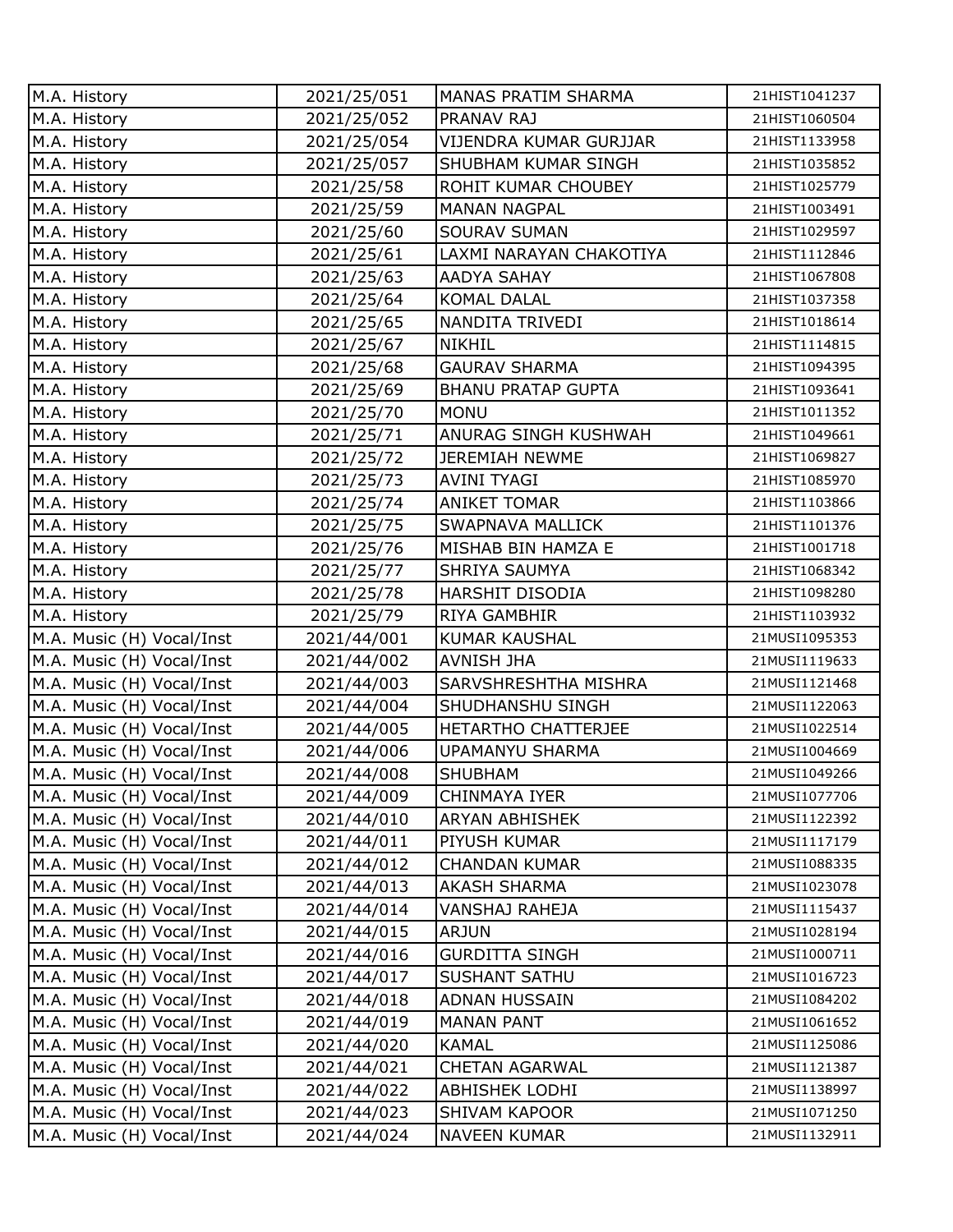| M.A. History | 2021/25/051 | MANAS PRATIM SHARMA | 21HIST1041237 |
|---|---|---|---|
| M.A. History | 2021/25/052 | PRANAV RAJ | 21HIST1060504 |
| M.A. History | 2021/25/054 | VIJENDRA KUMAR GURJJAR | 21HIST1133958 |
| M.A. History | 2021/25/057 | SHUBHAM KUMAR SINGH | 21HIST1035852 |
| M.A. History | 2021/25/58 | ROHIT KUMAR CHOUBEY | 21HIST1025779 |
| M.A. History | 2021/25/59 | MANAN NAGPAL | 21HIST1003491 |
| M.A. History | 2021/25/60 | SOURAV SUMAN | 21HIST1029597 |
| M.A. History | 2021/25/61 | LAXMI NARAYAN CHAKOTIYA | 21HIST1112846 |
| M.A. History | 2021/25/63 | AADYA SAHAY | 21HIST1067808 |
| M.A. History | 2021/25/64 | KOMAL DALAL | 21HIST1037358 |
| M.A. History | 2021/25/65 | NANDITA TRIVEDI | 21HIST1018614 |
| M.A. History | 2021/25/67 | NIKHIL | 21HIST1114815 |
| M.A. History | 2021/25/68 | GAURAV SHARMA | 21HIST1094395 |
| M.A. History | 2021/25/69 | BHANU PRATAP GUPTA | 21HIST1093641 |
| M.A. History | 2021/25/70 | MONU | 21HIST1011352 |
| M.A. History | 2021/25/71 | ANURAG SINGH KUSHWAH | 21HIST1049661 |
| M.A. History | 2021/25/72 | JEREMIAH NEWME | 21HIST1069827 |
| M.A. History | 2021/25/73 | AVINI TYAGI | 21HIST1085970 |
| M.A. History | 2021/25/74 | ANIKET TOMAR | 21HIST1103866 |
| M.A. History | 2021/25/75 | SWAPNAVA MALLICK | 21HIST1101376 |
| M.A. History | 2021/25/76 | MISHAB BIN HAMZA E | 21HIST1001718 |
| M.A. History | 2021/25/77 | SHRIYA SAUMYA | 21HIST1068342 |
| M.A. History | 2021/25/78 | HARSHIT DISODIA | 21HIST1098280 |
| M.A. History | 2021/25/79 | RIYA GAMBHIR | 21HIST1103932 |
| M.A. Music (H) Vocal/Inst | 2021/44/001 | KUMAR KAUSHAL | 21MUSI1095353 |
| M.A. Music (H) Vocal/Inst | 2021/44/002 | AVNISH JHA | 21MUSI1119633 |
| M.A. Music (H) Vocal/Inst | 2021/44/003 | SARVSHRESHTHA MISHRA | 21MUSI1121468 |
| M.A. Music (H) Vocal/Inst | 2021/44/004 | SHUDHANSHU SINGH | 21MUSI1122063 |
| M.A. Music (H) Vocal/Inst | 2021/44/005 | HETARTHO CHATTERJEE | 21MUSI1022514 |
| M.A. Music (H) Vocal/Inst | 2021/44/006 | UPAMANYU SHARMA | 21MUSI1004669 |
| M.A. Music (H) Vocal/Inst | 2021/44/008 | SHUBHAM | 21MUSI1049266 |
| M.A. Music (H) Vocal/Inst | 2021/44/009 | CHINMAYA IYER | 21MUSI1077706 |
| M.A. Music (H) Vocal/Inst | 2021/44/010 | ARYAN ABHISHEK | 21MUSI1122392 |
| M.A. Music (H) Vocal/Inst | 2021/44/011 | PIYUSH KUMAR | 21MUSI1117179 |
| M.A. Music (H) Vocal/Inst | 2021/44/012 | CHANDAN KUMAR | 21MUSI1088335 |
| M.A. Music (H) Vocal/Inst | 2021/44/013 | AKASH SHARMA | 21MUSI1023078 |
| M.A. Music (H) Vocal/Inst | 2021/44/014 | VANSHAJ RAHEJA | 21MUSI1115437 |
| M.A. Music (H) Vocal/Inst | 2021/44/015 | ARJUN | 21MUSI1028194 |
| M.A. Music (H) Vocal/Inst | 2021/44/016 | GURDITTA SINGH | 21MUSI1000711 |
| M.A. Music (H) Vocal/Inst | 2021/44/017 | SUSHANT SATHU | 21MUSI1016723 |
| M.A. Music (H) Vocal/Inst | 2021/44/018 | ADNAN HUSSAIN | 21MUSI1084202 |
| M.A. Music (H) Vocal/Inst | 2021/44/019 | MANAN PANT | 21MUSI1061652 |
| M.A. Music (H) Vocal/Inst | 2021/44/020 | KAMAL | 21MUSI1125086 |
| M.A. Music (H) Vocal/Inst | 2021/44/021 | CHETAN AGARWAL | 21MUSI1121387 |
| M.A. Music (H) Vocal/Inst | 2021/44/022 | ABHISHEK LODHI | 21MUSI1138997 |
| M.A. Music (H) Vocal/Inst | 2021/44/023 | SHIVAM KAPOOR | 21MUSI1071250 |
| M.A. Music (H) Vocal/Inst | 2021/44/024 | NAVEEN KUMAR | 21MUSI1132911 |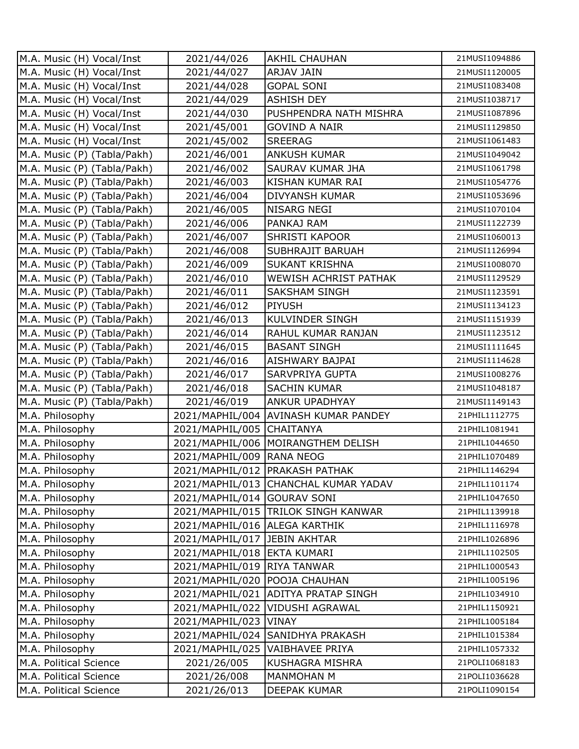| M.A. Music (H) Vocal/Inst | 2021/44/026 | AKHIL CHAUHAN | 21MUSI1094886 |
|---|---|---|---|
| M.A. Music (H) Vocal/Inst | 2021/44/027 | ARJAV JAIN | 21MUSI1120005 |
| M.A. Music (H) Vocal/Inst | 2021/44/028 | GOPAL SONI | 21MUSI1083408 |
| M.A. Music (H) Vocal/Inst | 2021/44/029 | ASHISH DEY | 21MUSI1038717 |
| M.A. Music (H) Vocal/Inst | 2021/44/030 | PUSHPENDRA NATH MISHRA | 21MUSI1087896 |
| M.A. Music (H) Vocal/Inst | 2021/45/001 | GOVIND A NAIR | 21MUSI1129850 |
| M.A. Music (H) Vocal/Inst | 2021/45/002 | SREERAG | 21MUSI1061483 |
| M.A. Music (P) (Tabla/Pakh) | 2021/46/001 | ANKUSH KUMAR | 21MUSI1049042 |
| M.A. Music (P) (Tabla/Pakh) | 2021/46/002 | SAURAV KUMAR JHA | 21MUSI1061798 |
| M.A. Music (P) (Tabla/Pakh) | 2021/46/003 | KISHAN KUMAR RAI | 21MUSI1054776 |
| M.A. Music (P) (Tabla/Pakh) | 2021/46/004 | DIVYANSH KUMAR | 21MUSI1053696 |
| M.A. Music (P) (Tabla/Pakh) | 2021/46/005 | NISARG NEGI | 21MUSI1070104 |
| M.A. Music (P) (Tabla/Pakh) | 2021/46/006 | PANKAJ RAM | 21MUSI1122739 |
| M.A. Music (P) (Tabla/Pakh) | 2021/46/007 | SHRISTI KAPOOR | 21MUSI1060013 |
| M.A. Music (P) (Tabla/Pakh) | 2021/46/008 | SUBHRAJIT BARUAH | 21MUSI1126994 |
| M.A. Music (P) (Tabla/Pakh) | 2021/46/009 | SUKANT KRISHNA | 21MUSI1008070 |
| M.A. Music (P) (Tabla/Pakh) | 2021/46/010 | WEWISH ACHRIST PATHAK | 21MUSI1129529 |
| M.A. Music (P) (Tabla/Pakh) | 2021/46/011 | SAKSHAM SINGH | 21MUSI1123591 |
| M.A. Music (P) (Tabla/Pakh) | 2021/46/012 | PIYUSH | 21MUSI1134123 |
| M.A. Music (P) (Tabla/Pakh) | 2021/46/013 | KULVINDER SINGH | 21MUSI1151939 |
| M.A. Music (P) (Tabla/Pakh) | 2021/46/014 | RAHUL KUMAR RANJAN | 21MUSI1123512 |
| M.A. Music (P) (Tabla/Pakh) | 2021/46/015 | BASANT SINGH | 21MUSI1111645 |
| M.A. Music (P) (Tabla/Pakh) | 2021/46/016 | AISHWARY BAJPAI | 21MUSI1114628 |
| M.A. Music (P) (Tabla/Pakh) | 2021/46/017 | SARVPRIYA GUPTA | 21MUSI1008276 |
| M.A. Music (P) (Tabla/Pakh) | 2021/46/018 | SACHIN KUMAR | 21MUSI1048187 |
| M.A. Music (P) (Tabla/Pakh) | 2021/46/019 | ANKUR UPADHYAY | 21MUSI1149143 |
| M.A. Philosophy | 2021/MAPHIL/004 | AVINASH KUMAR PANDEY | 21PHIL1112775 |
| M.A. Philosophy | 2021/MAPHIL/005 | CHAITANYA | 21PHIL1081941 |
| M.A. Philosophy | 2021/MAPHIL/006 | MOIRANGTHEM DELISH | 21PHIL1044650 |
| M.A. Philosophy | 2021/MAPHIL/009 | RANA NEOG | 21PHIL1070489 |
| M.A. Philosophy | 2021/MAPHIL/012 | PRAKASH PATHAK | 21PHIL1146294 |
| M.A. Philosophy | 2021/MAPHIL/013 | CHANCHAL KUMAR YADAV | 21PHIL1101174 |
| M.A. Philosophy | 2021/MAPHIL/014 | GOURAV SONI | 21PHIL1047650 |
| M.A. Philosophy | 2021/MAPHIL/015 | TRILOK SINGH KANWAR | 21PHIL1139918 |
| M.A. Philosophy | 2021/MAPHIL/016 | ALEGA KARTHIK | 21PHIL1116978 |
| M.A. Philosophy | 2021/MAPHIL/017 | JEBIN AKHTAR | 21PHIL1026896 |
| M.A. Philosophy | 2021/MAPHIL/018 | EKTA KUMARI | 21PHIL1102505 |
| M.A. Philosophy | 2021/MAPHIL/019 | RIYA TANWAR | 21PHIL1000543 |
| M.A. Philosophy | 2021/MAPHIL/020 | POOJA CHAUHAN | 21PHIL1005196 |
| M.A. Philosophy | 2021/MAPHIL/021 | ADITYA PRATAP SINGH | 21PHIL1034910 |
| M.A. Philosophy | 2021/MAPHIL/022 | VIDUSHI AGRAWAL | 21PHIL1150921 |
| M.A. Philosophy | 2021/MAPHIL/023 | VINAY | 21PHIL1005184 |
| M.A. Philosophy | 2021/MAPHIL/024 | SANIDHYA PRAKASH | 21PHIL1015384 |
| M.A. Philosophy | 2021/MAPHIL/025 | VAIBHAVEE PRIYA | 21PHIL1057332 |
| M.A. Political Science | 2021/26/005 | KUSHAGRA MISHRA | 21POLI1068183 |
| M.A. Political Science | 2021/26/008 | MANMOHAN M | 21POLI1036628 |
| M.A. Political Science | 2021/26/013 | DEEPAK KUMAR | 21POLI1090154 |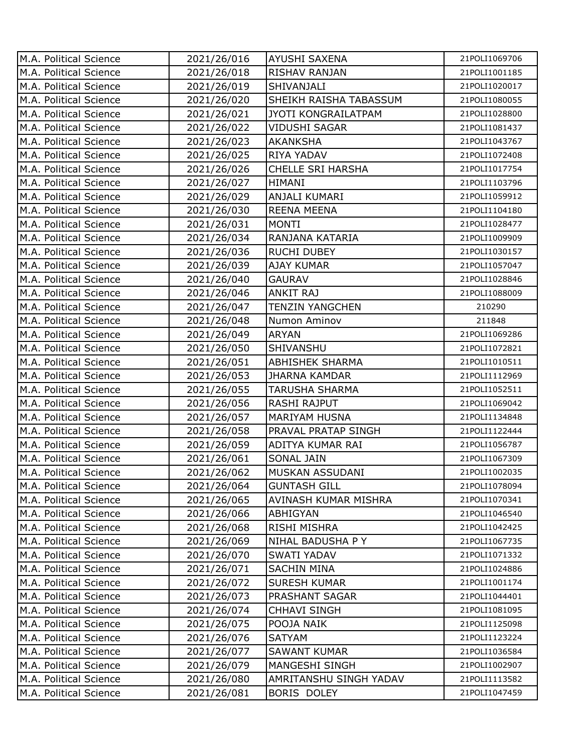| M.A. Political Science | 2021/26/016 | AYUSHI SAXENA | 21POLI1069706 |
|---|---|---|---|
| M.A. Political Science | 2021/26/018 | RISHAV RANJAN | 21POLI1001185 |
| M.A. Political Science | 2021/26/019 | SHIVANJALI | 21POLI1020017 |
| M.A. Political Science | 2021/26/020 | SHEIKH RAISHA TABASSUM | 21POLI1080055 |
| M.A. Political Science | 2021/26/021 | JYOTI KONGRAILATPAM | 21POLI1028800 |
| M.A. Political Science | 2021/26/022 | VIDUSHI SAGAR | 21POLI1081437 |
| M.A. Political Science | 2021/26/023 | AKANKSHA | 21POLI1043767 |
| M.A. Political Science | 2021/26/025 | RIYA YADAV | 21POLI1072408 |
| M.A. Political Science | 2021/26/026 | CHELLE SRI HARSHA | 21POLI1017754 |
| M.A. Political Science | 2021/26/027 | HIMANI | 21POLI1103796 |
| M.A. Political Science | 2021/26/029 | ANJALI KUMARI | 21POLI1059912 |
| M.A. Political Science | 2021/26/030 | REENA MEENA | 21POLI1104180 |
| M.A. Political Science | 2021/26/031 | MONTI | 21POLI1028477 |
| M.A. Political Science | 2021/26/034 | RANJANA KATARIA | 21POLI1009909 |
| M.A. Political Science | 2021/26/036 | RUCHI DUBEY | 21POLI1030157 |
| M.A. Political Science | 2021/26/039 | AJAY KUMAR | 21POLI1057047 |
| M.A. Political Science | 2021/26/040 | GAURAV | 21POLI1028846 |
| M.A. Political Science | 2021/26/046 | ANKIT RAJ | 21POLI1088009 |
| M.A. Political Science | 2021/26/047 | TENZIN YANGCHEN | 210290 |
| M.A. Political Science | 2021/26/048 | Numon Aminov | 211848 |
| M.A. Political Science | 2021/26/049 | ARYAN | 21POLI1069286 |
| M.A. Political Science | 2021/26/050 | SHIVANSHU | 21POLI1072821 |
| M.A. Political Science | 2021/26/051 | ABHISHEK SHARMA | 21POLI1010511 |
| M.A. Political Science | 2021/26/053 | JHARNA KAMDAR | 21POLI1112969 |
| M.A. Political Science | 2021/26/055 | TARUSHA SHARMA | 21POLI1052511 |
| M.A. Political Science | 2021/26/056 | RASHI RAJPUT | 21POLI1069042 |
| M.A. Political Science | 2021/26/057 | MARIYAM HUSNA | 21POLI1134848 |
| M.A. Political Science | 2021/26/058 | PRAVAL PRATAP SINGH | 21POLI1122444 |
| M.A. Political Science | 2021/26/059 | ADITYA KUMAR RAI | 21POLI1056787 |
| M.A. Political Science | 2021/26/061 | SONAL JAIN | 21POLI1067309 |
| M.A. Political Science | 2021/26/062 | MUSKAN ASSUDANI | 21POLI1002035 |
| M.A. Political Science | 2021/26/064 | GUNTASH GILL | 21POLI1078094 |
| M.A. Political Science | 2021/26/065 | AVINASH KUMAR MISHRA | 21POLI1070341 |
| M.A. Political Science | 2021/26/066 | ABHIGYAN | 21POLI1046540 |
| M.A. Political Science | 2021/26/068 | RISHI MISHRA | 21POLI1042425 |
| M.A. Political Science | 2021/26/069 | NIHAL BADUSHA P Y | 21POLI1067735 |
| M.A. Political Science | 2021/26/070 | SWATI YADAV | 21POLI1071332 |
| M.A. Political Science | 2021/26/071 | SACHIN MINA | 21POLI1024886 |
| M.A. Political Science | 2021/26/072 | SURESH KUMAR | 21POLI1001174 |
| M.A. Political Science | 2021/26/073 | PRASHANT SAGAR | 21POLI1044401 |
| M.A. Political Science | 2021/26/074 | CHHAVI SINGH | 21POLI1081095 |
| M.A. Political Science | 2021/26/075 | POOJA NAIK | 21POLI1125098 |
| M.A. Political Science | 2021/26/076 | SATYAM | 21POLI1123224 |
| M.A. Political Science | 2021/26/077 | SAWANT KUMAR | 21POLI1036584 |
| M.A. Political Science | 2021/26/079 | MANGESHI SINGH | 21POLI1002907 |
| M.A. Political Science | 2021/26/080 | AMRITANSHU SINGH YADAV | 21POLI1113582 |
| M.A. Political Science | 2021/26/081 | BORIS DOLEY | 21POLI1047459 |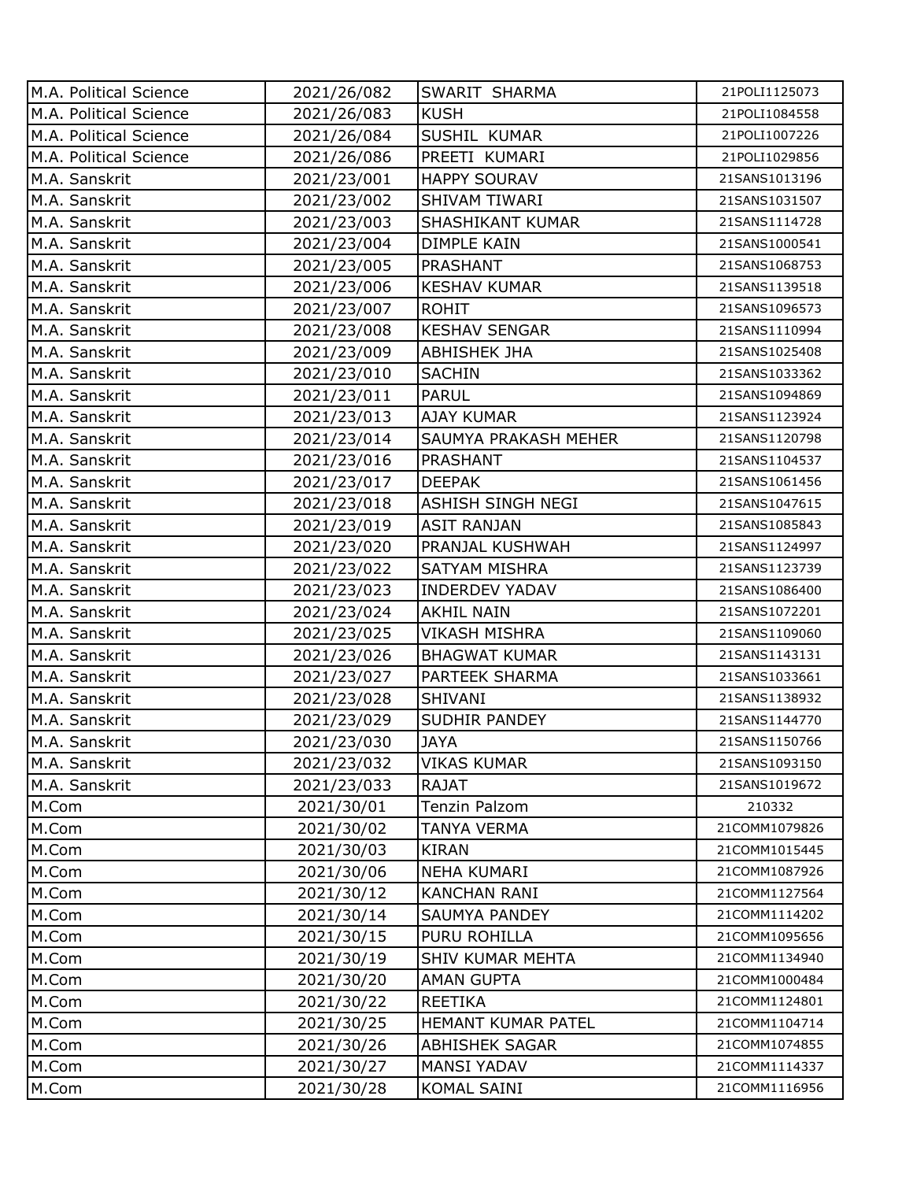| M.A. Political Science | 2021/26/082 | SWARIT SHARMA | 21POLI1125073 |
|---|---|---|---|
| M.A. Political Science | 2021/26/083 | KUSH | 21POLI1084558 |
| M.A. Political Science | 2021/26/084 | SUSHIL KUMAR | 21POLI1007226 |
| M.A. Political Science | 2021/26/086 | PREETI KUMARI | 21POLI1029856 |
| M.A. Sanskrit | 2021/23/001 | HAPPY SOURAV | 21SANS1013196 |
| M.A. Sanskrit | 2021/23/002 | SHIVAM TIWARI | 21SANS1031507 |
| M.A. Sanskrit | 2021/23/003 | SHASHIKANT KUMAR | 21SANS1114728 |
| M.A. Sanskrit | 2021/23/004 | DIMPLE KAIN | 21SANS1000541 |
| M.A. Sanskrit | 2021/23/005 | PRASHANT | 21SANS1068753 |
| M.A. Sanskrit | 2021/23/006 | KESHAV KUMAR | 21SANS1139518 |
| M.A. Sanskrit | 2021/23/007 | ROHIT | 21SANS1096573 |
| M.A. Sanskrit | 2021/23/008 | KESHAV SENGAR | 21SANS1110994 |
| M.A. Sanskrit | 2021/23/009 | ABHISHEK JHA | 21SANS1025408 |
| M.A. Sanskrit | 2021/23/010 | SACHIN | 21SANS1033362 |
| M.A. Sanskrit | 2021/23/011 | PARUL | 21SANS1094869 |
| M.A. Sanskrit | 2021/23/013 | AJAY KUMAR | 21SANS1123924 |
| M.A. Sanskrit | 2021/23/014 | SAUMYA PRAKASH MEHER | 21SANS1120798 |
| M.A. Sanskrit | 2021/23/016 | PRASHANT | 21SANS1104537 |
| M.A. Sanskrit | 2021/23/017 | DEEPAK | 21SANS1061456 |
| M.A. Sanskrit | 2021/23/018 | ASHISH SINGH NEGI | 21SANS1047615 |
| M.A. Sanskrit | 2021/23/019 | ASIT RANJAN | 21SANS1085843 |
| M.A. Sanskrit | 2021/23/020 | PRANJAL KUSHWAH | 21SANS1124997 |
| M.A. Sanskrit | 2021/23/022 | SATYAM MISHRA | 21SANS1123739 |
| M.A. Sanskrit | 2021/23/023 | INDERDEV YADAV | 21SANS1086400 |
| M.A. Sanskrit | 2021/23/024 | AKHIL NAIN | 21SANS1072201 |
| M.A. Sanskrit | 2021/23/025 | VIKASH MISHRA | 21SANS1109060 |
| M.A. Sanskrit | 2021/23/026 | BHAGWAT KUMAR | 21SANS1143131 |
| M.A. Sanskrit | 2021/23/027 | PARTEEK SHARMA | 21SANS1033661 |
| M.A. Sanskrit | 2021/23/028 | SHIVANI | 21SANS1138932 |
| M.A. Sanskrit | 2021/23/029 | SUDHIR PANDEY | 21SANS1144770 |
| M.A. Sanskrit | 2021/23/030 | JAYA | 21SANS1150766 |
| M.A. Sanskrit | 2021/23/032 | VIKAS KUMAR | 21SANS1093150 |
| M.A. Sanskrit | 2021/23/033 | RAJAT | 21SANS1019672 |
| M.Com | 2021/30/01 | Tenzin Palzom | 210332 |
| M.Com | 2021/30/02 | TANYA VERMA | 21COMM1079826 |
| M.Com | 2021/30/03 | KIRAN | 21COMM1015445 |
| M.Com | 2021/30/06 | NEHA KUMARI | 21COMM1087926 |
| M.Com | 2021/30/12 | KANCHAN RANI | 21COMM1127564 |
| M.Com | 2021/30/14 | SAUMYA PANDEY | 21COMM1114202 |
| M.Com | 2021/30/15 | PURU ROHILLA | 21COMM1095656 |
| M.Com | 2021/30/19 | SHIV KUMAR MEHTA | 21COMM1134940 |
| M.Com | 2021/30/20 | AMAN GUPTA | 21COMM1000484 |
| M.Com | 2021/30/22 | REETIKA | 21COMM1124801 |
| M.Com | 2021/30/25 | HEMANT KUMAR PATEL | 21COMM1104714 |
| M.Com | 2021/30/26 | ABHISHEK SAGAR | 21COMM1074855 |
| M.Com | 2021/30/27 | MANSI YADAV | 21COMM1114337 |
| M.Com | 2021/30/28 | KOMAL SAINI | 21COMM1116956 |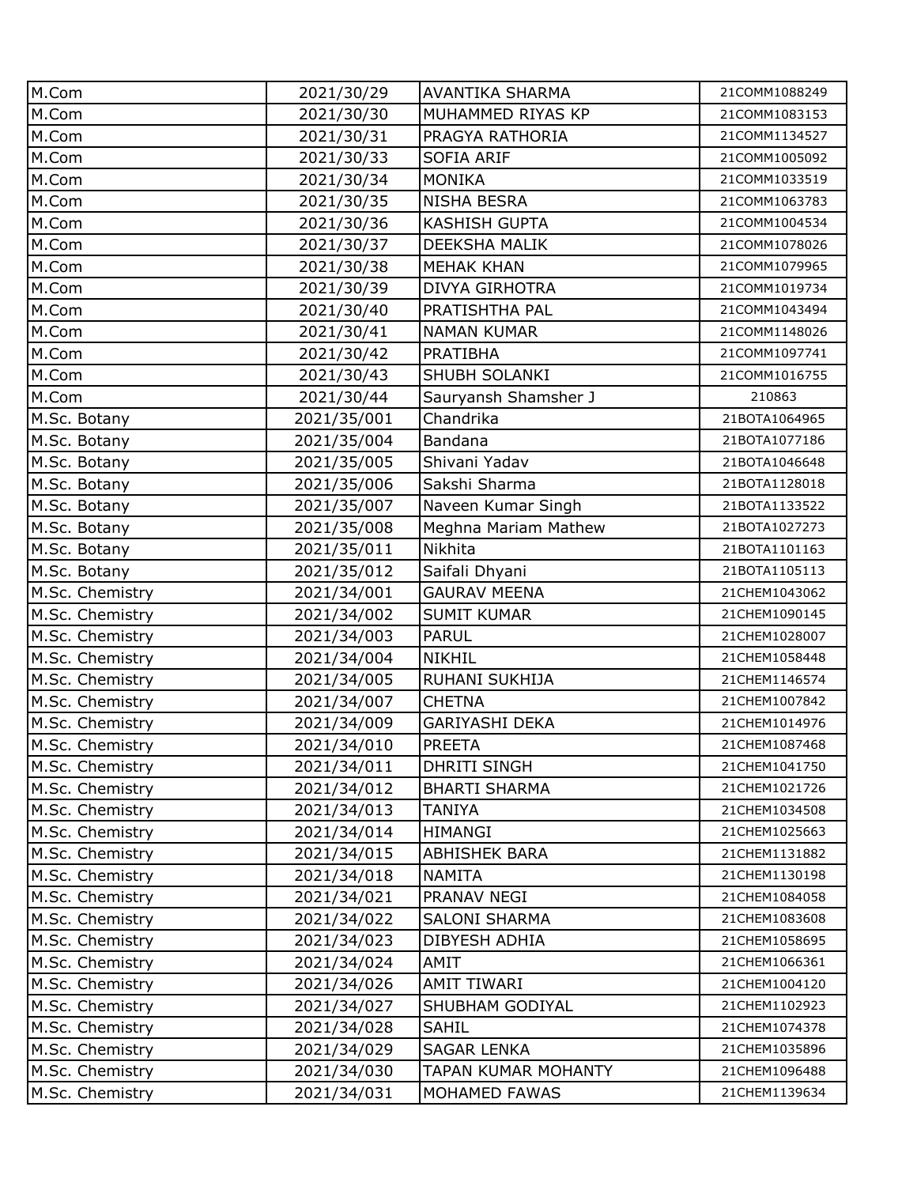| M.Com | 2021/30/29 | AVANTIKA SHARMA | 21COMM1088249 |
|---|---|---|---|
| M.Com | 2021/30/30 | MUHAMMED RIYAS KP | 21COMM1083153 |
| M.Com | 2021/30/31 | PRAGYA RATHORIA | 21COMM1134527 |
| M.Com | 2021/30/33 | SOFIA ARIF | 21COMM1005092 |
| M.Com | 2021/30/34 | MONIKA | 21COMM1033519 |
| M.Com | 2021/30/35 | NISHA BESRA | 21COMM1063783 |
| M.Com | 2021/30/36 | KASHISH GUPTA | 21COMM1004534 |
| M.Com | 2021/30/37 | DEEKSHA MALIK | 21COMM1078026 |
| M.Com | 2021/30/38 | MEHAK KHAN | 21COMM1079965 |
| M.Com | 2021/30/39 | DIVYA GIRHOTRA | 21COMM1019734 |
| M.Com | 2021/30/40 | PRATISHTHA PAL | 21COMM1043494 |
| M.Com | 2021/30/41 | NAMAN KUMAR | 21COMM1148026 |
| M.Com | 2021/30/42 | PRATIBHA | 21COMM1097741 |
| M.Com | 2021/30/43 | SHUBH SOLANKI | 21COMM1016755 |
| M.Com | 2021/30/44 | Sauryansh Shamsher J | 210863 |
| M.Sc. Botany | 2021/35/001 | Chandrika | 21BOTA1064965 |
| M.Sc. Botany | 2021/35/004 | Bandana | 21BOTA1077186 |
| M.Sc. Botany | 2021/35/005 | Shivani Yadav | 21BOTA1046648 |
| M.Sc. Botany | 2021/35/006 | Sakshi Sharma | 21BOTA1128018 |
| M.Sc. Botany | 2021/35/007 | Naveen Kumar Singh | 21BOTA1133522 |
| M.Sc. Botany | 2021/35/008 | Meghna Mariam Mathew | 21BOTA1027273 |
| M.Sc. Botany | 2021/35/011 | Nikhita | 21BOTA1101163 |
| M.Sc. Botany | 2021/35/012 | Saifali Dhyani | 21BOTA1105113 |
| M.Sc. Chemistry | 2021/34/001 | GAURAV MEENA | 21CHEM1043062 |
| M.Sc. Chemistry | 2021/34/002 | SUMIT KUMAR | 21CHEM1090145 |
| M.Sc. Chemistry | 2021/34/003 | PARUL | 21CHEM1028007 |
| M.Sc. Chemistry | 2021/34/004 | NIKHIL | 21CHEM1058448 |
| M.Sc. Chemistry | 2021/34/005 | RUHANI SUKHIJA | 21CHEM1146574 |
| M.Sc. Chemistry | 2021/34/007 | CHETNA | 21CHEM1007842 |
| M.Sc. Chemistry | 2021/34/009 | GARIYASHI DEKA | 21CHEM1014976 |
| M.Sc. Chemistry | 2021/34/010 | PREETA | 21CHEM1087468 |
| M.Sc. Chemistry | 2021/34/011 | DHRITI SINGH | 21CHEM1041750 |
| M.Sc. Chemistry | 2021/34/012 | BHARTI SHARMA | 21CHEM1021726 |
| M.Sc. Chemistry | 2021/34/013 | TANIYA | 21CHEM1034508 |
| M.Sc. Chemistry | 2021/34/014 | HIMANGI | 21CHEM1025663 |
| M.Sc. Chemistry | 2021/34/015 | ABHISHEK BARA | 21CHEM1131882 |
| M.Sc. Chemistry | 2021/34/018 | NAMITA | 21CHEM1130198 |
| M.Sc. Chemistry | 2021/34/021 | PRANAV NEGI | 21CHEM1084058 |
| M.Sc. Chemistry | 2021/34/022 | SALONI SHARMA | 21CHEM1083608 |
| M.Sc. Chemistry | 2021/34/023 | DIBYESH ADHIA | 21CHEM1058695 |
| M.Sc. Chemistry | 2021/34/024 | AMIT | 21CHEM1066361 |
| M.Sc. Chemistry | 2021/34/026 | AMIT TIWARI | 21CHEM1004120 |
| M.Sc. Chemistry | 2021/34/027 | SHUBHAM GODIYAL | 21CHEM1102923 |
| M.Sc. Chemistry | 2021/34/028 | SAHIL | 21CHEM1074378 |
| M.Sc. Chemistry | 2021/34/029 | SAGAR LENKA | 21CHEM1035896 |
| M.Sc. Chemistry | 2021/34/030 | TAPAN KUMAR MOHANTY | 21CHEM1096488 |
| M.Sc. Chemistry | 2021/34/031 | MOHAMED FAWAS | 21CHEM1139634 |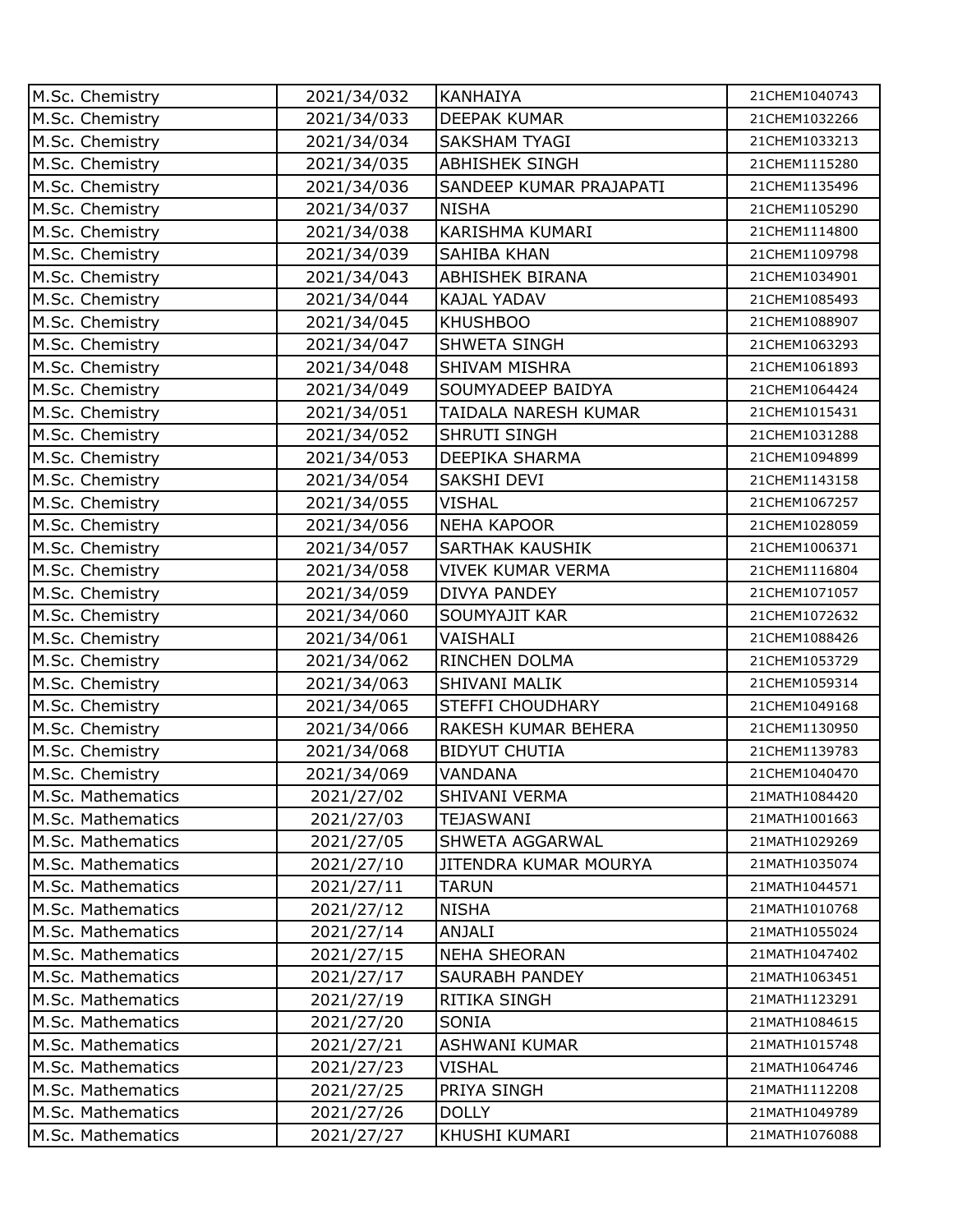| | | | |
|---|---|---|---|
| M.Sc. Chemistry | 2021/34/032 | KANHAIYA | 21CHEM1040743 |
| M.Sc. Chemistry | 2021/34/033 | DEEPAK KUMAR | 21CHEM1032266 |
| M.Sc. Chemistry | 2021/34/034 | SAKSHAM TYAGI | 21CHEM1033213 |
| M.Sc. Chemistry | 2021/34/035 | ABHISHEK SINGH | 21CHEM1115280 |
| M.Sc. Chemistry | 2021/34/036 | SANDEEP KUMAR PRAJAPATI | 21CHEM1135496 |
| M.Sc. Chemistry | 2021/34/037 | NISHA | 21CHEM1105290 |
| M.Sc. Chemistry | 2021/34/038 | KARISHMA KUMARI | 21CHEM1114800 |
| M.Sc. Chemistry | 2021/34/039 | SAHIBA KHAN | 21CHEM1109798 |
| M.Sc. Chemistry | 2021/34/043 | ABHISHEK BIRANA | 21CHEM1034901 |
| M.Sc. Chemistry | 2021/34/044 | KAJAL YADAV | 21CHEM1085493 |
| M.Sc. Chemistry | 2021/34/045 | KHUSHBOO | 21CHEM1088907 |
| M.Sc. Chemistry | 2021/34/047 | SHWETA SINGH | 21CHEM1063293 |
| M.Sc. Chemistry | 2021/34/048 | SHIVAM MISHRA | 21CHEM1061893 |
| M.Sc. Chemistry | 2021/34/049 | SOUMYADEEP BAIDYA | 21CHEM1064424 |
| M.Sc. Chemistry | 2021/34/051 | TAIDALA NARESH KUMAR | 21CHEM1015431 |
| M.Sc. Chemistry | 2021/34/052 | SHRUTI SINGH | 21CHEM1031288 |
| M.Sc. Chemistry | 2021/34/053 | DEEPIKA SHARMA | 21CHEM1094899 |
| M.Sc. Chemistry | 2021/34/054 | SAKSHI DEVI | 21CHEM1143158 |
| M.Sc. Chemistry | 2021/34/055 | VISHAL | 21CHEM1067257 |
| M.Sc. Chemistry | 2021/34/056 | NEHA KAPOOR | 21CHEM1028059 |
| M.Sc. Chemistry | 2021/34/057 | SARTHAK KAUSHIK | 21CHEM1006371 |
| M.Sc. Chemistry | 2021/34/058 | VIVEK KUMAR VERMA | 21CHEM1116804 |
| M.Sc. Chemistry | 2021/34/059 | DIVYA PANDEY | 21CHEM1071057 |
| M.Sc. Chemistry | 2021/34/060 | SOUMYAJIT KAR | 21CHEM1072632 |
| M.Sc. Chemistry | 2021/34/061 | VAISHALI | 21CHEM1088426 |
| M.Sc. Chemistry | 2021/34/062 | RINCHEN DOLMA | 21CHEM1053729 |
| M.Sc. Chemistry | 2021/34/063 | SHIVANI MALIK | 21CHEM1059314 |
| M.Sc. Chemistry | 2021/34/065 | STEFFI CHOUDHARY | 21CHEM1049168 |
| M.Sc. Chemistry | 2021/34/066 | RAKESH KUMAR BEHERA | 21CHEM1130950 |
| M.Sc. Chemistry | 2021/34/068 | BIDYUT CHUTIA | 21CHEM1139783 |
| M.Sc. Chemistry | 2021/34/069 | VANDANA | 21CHEM1040470 |
| M.Sc. Mathematics | 2021/27/02 | SHIVANI VERMA | 21MATH1084420 |
| M.Sc. Mathematics | 2021/27/03 | TEJASWANI | 21MATH1001663 |
| M.Sc. Mathematics | 2021/27/05 | SHWETA AGGARWAL | 21MATH1029269 |
| M.Sc. Mathematics | 2021/27/10 | JITENDRA KUMAR MOURYA | 21MATH1035074 |
| M.Sc. Mathematics | 2021/27/11 | TARUN | 21MATH1044571 |
| M.Sc. Mathematics | 2021/27/12 | NISHA | 21MATH1010768 |
| M.Sc. Mathematics | 2021/27/14 | ANJALI | 21MATH1055024 |
| M.Sc. Mathematics | 2021/27/15 | NEHA SHEORAN | 21MATH1047402 |
| M.Sc. Mathematics | 2021/27/17 | SAURABH PANDEY | 21MATH1063451 |
| M.Sc. Mathematics | 2021/27/19 | RITIKA SINGH | 21MATH1123291 |
| M.Sc. Mathematics | 2021/27/20 | SONIA | 21MATH1084615 |
| M.Sc. Mathematics | 2021/27/21 | ASHWANI KUMAR | 21MATH1015748 |
| M.Sc. Mathematics | 2021/27/23 | VISHAL | 21MATH1064746 |
| M.Sc. Mathematics | 2021/27/25 | PRIYA SINGH | 21MATH1112208 |
| M.Sc. Mathematics | 2021/27/26 | DOLLY | 21MATH1049789 |
| M.Sc. Mathematics | 2021/27/27 | KHUSHI KUMARI | 21MATH1076088 |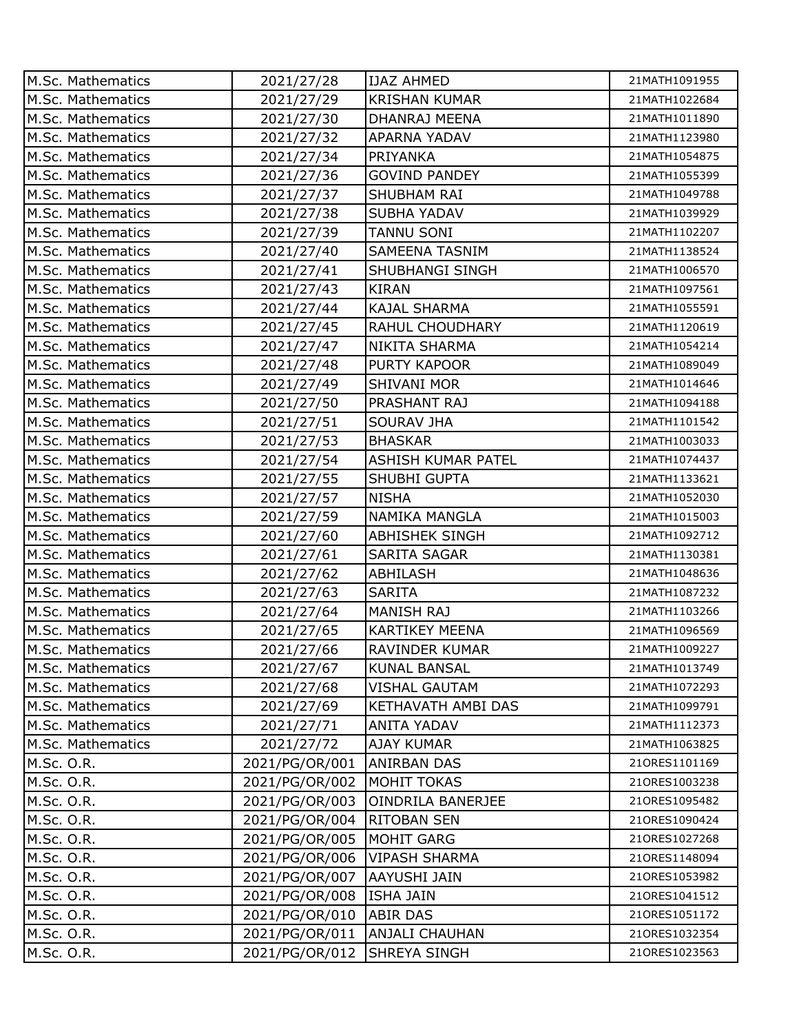| | | | |
|---|---|---|---|
| M.Sc. Mathematics | 2021/27/28 | IJAZ AHMED | 21MATH1091955 |
| M.Sc. Mathematics | 2021/27/29 | KRISHAN KUMAR | 21MATH1022684 |
| M.Sc. Mathematics | 2021/27/30 | DHANRAJ MEENA | 21MATH1011890 |
| M.Sc. Mathematics | 2021/27/32 | APARNA YADAV | 21MATH1123980 |
| M.Sc. Mathematics | 2021/27/34 | PRIYANKA | 21MATH1054875 |
| M.Sc. Mathematics | 2021/27/36 | GOVIND PANDEY | 21MATH1055399 |
| M.Sc. Mathematics | 2021/27/37 | SHUBHAM RAI | 21MATH1049788 |
| M.Sc. Mathematics | 2021/27/38 | SUBHA YADAV | 21MATH1039929 |
| M.Sc. Mathematics | 2021/27/39 | TANNU SONI | 21MATH1102207 |
| M.Sc. Mathematics | 2021/27/40 | SAMEENA TASNIM | 21MATH1138524 |
| M.Sc. Mathematics | 2021/27/41 | SHUBHANGI SINGH | 21MATH1006570 |
| M.Sc. Mathematics | 2021/27/43 | KIRAN | 21MATH1097561 |
| M.Sc. Mathematics | 2021/27/44 | KAJAL SHARMA | 21MATH1055591 |
| M.Sc. Mathematics | 2021/27/45 | RAHUL CHOUDHARY | 21MATH1120619 |
| M.Sc. Mathematics | 2021/27/47 | NIKITA SHARMA | 21MATH1054214 |
| M.Sc. Mathematics | 2021/27/48 | PURTY KAPOOR | 21MATH1089049 |
| M.Sc. Mathematics | 2021/27/49 | SHIVANI MOR | 21MATH1014646 |
| M.Sc. Mathematics | 2021/27/50 | PRASHANT RAJ | 21MATH1094188 |
| M.Sc. Mathematics | 2021/27/51 | SOURAV JHA | 21MATH1101542 |
| M.Sc. Mathematics | 2021/27/53 | BHASKAR | 21MATH1003033 |
| M.Sc. Mathematics | 2021/27/54 | ASHISH KUMAR PATEL | 21MATH1074437 |
| M.Sc. Mathematics | 2021/27/55 | SHUBHI GUPTA | 21MATH1133621 |
| M.Sc. Mathematics | 2021/27/57 | NISHA | 21MATH1052030 |
| M.Sc. Mathematics | 2021/27/59 | NAMIKA MANGLA | 21MATH1015003 |
| M.Sc. Mathematics | 2021/27/60 | ABHISHEK SINGH | 21MATH1092712 |
| M.Sc. Mathematics | 2021/27/61 | SARITA SAGAR | 21MATH1130381 |
| M.Sc. Mathematics | 2021/27/62 | ABHILASH | 21MATH1048636 |
| M.Sc. Mathematics | 2021/27/63 | SARITA | 21MATH1087232 |
| M.Sc. Mathematics | 2021/27/64 | MANISH RAJ | 21MATH1103266 |
| M.Sc. Mathematics | 2021/27/65 | KARTIKEY MEENA | 21MATH1096569 |
| M.Sc. Mathematics | 2021/27/66 | RAVINDER KUMAR | 21MATH1009227 |
| M.Sc. Mathematics | 2021/27/67 | KUNAL BANSAL | 21MATH1013749 |
| M.Sc. Mathematics | 2021/27/68 | VISHAL GAUTAM | 21MATH1072293 |
| M.Sc. Mathematics | 2021/27/69 | KETHAVATH AMBI DAS | 21MATH1099791 |
| M.Sc. Mathematics | 2021/27/71 | ANITA YADAV | 21MATH1112373 |
| M.Sc. Mathematics | 2021/27/72 | AJAY KUMAR | 21MATH1063825 |
| M.Sc. O.R. | 2021/PG/OR/001 | ANIRBAN DAS | 21ORES1101169 |
| M.Sc. O.R. | 2021/PG/OR/002 | MOHIT TOKAS | 21ORES1003238 |
| M.Sc. O.R. | 2021/PG/OR/003 | OINDRILA BANERJEE | 21ORES1095482 |
| M.Sc. O.R. | 2021/PG/OR/004 | RITOBAN SEN | 21ORES1090424 |
| M.Sc. O.R. | 2021/PG/OR/005 | MOHIT GARG | 21ORES1027268 |
| M.Sc. O.R. | 2021/PG/OR/006 | VIPASH SHARMA | 21ORES1148094 |
| M.Sc. O.R. | 2021/PG/OR/007 | AAYUSHI JAIN | 21ORES1053982 |
| M.Sc. O.R. | 2021/PG/OR/008 | ISHA JAIN | 21ORES1041512 |
| M.Sc. O.R. | 2021/PG/OR/010 | ABIR DAS | 21ORES1051172 |
| M.Sc. O.R. | 2021/PG/OR/011 | ANJALI CHAUHAN | 21ORES1032354 |
| M.Sc. O.R. | 2021/PG/OR/012 | SHREYA SINGH | 21ORES1023563 |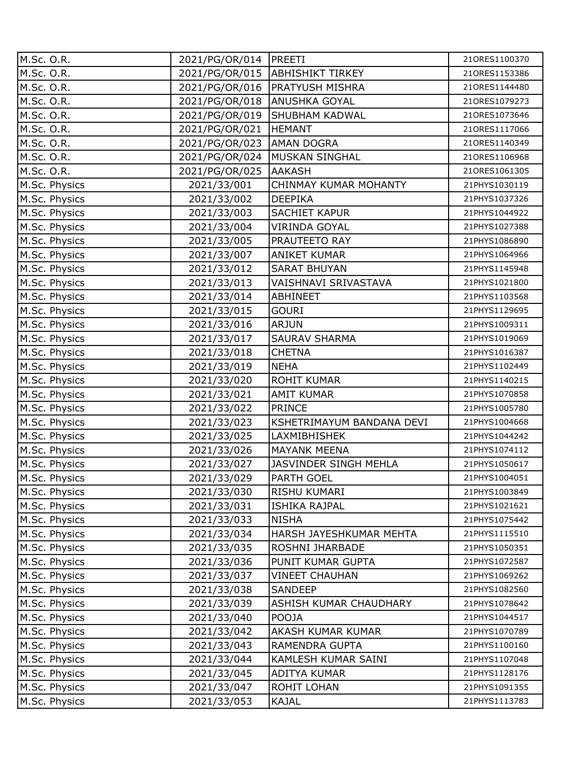| M.Sc. O.R. | 2021/PG/OR/014 | PREETI | 21ORES1100370 |
|---|---|---|---|
| M.Sc. O.R. | 2021/PG/OR/015 | ABHISHIKT TIRKEY | 21ORES1153386 |
| M.Sc. O.R. | 2021/PG/OR/016 | PRATYUSH MISHRA | 21ORES1144480 |
| M.Sc. O.R. | 2021/PG/OR/018 | ANUSHKA GOYAL | 21ORES1079273 |
| M.Sc. O.R. | 2021/PG/OR/019 | SHUBHAM KADWAL | 21ORES1073646 |
| M.Sc. O.R. | 2021/PG/OR/021 | HEMANT | 21ORES1117066 |
| M.Sc. O.R. | 2021/PG/OR/023 | AMAN DOGRA | 21ORES1140349 |
| M.Sc. O.R. | 2021/PG/OR/024 | MUSKAN SINGHAL | 21ORES1106968 |
| M.Sc. O.R. | 2021/PG/OR/025 | AAKASH | 21ORES1061305 |
| M.Sc. Physics | 2021/33/001 | CHINMAY KUMAR MOHANTY | 21PHYS1030119 |
| M.Sc. Physics | 2021/33/002 | DEEPIKA | 21PHYS1037326 |
| M.Sc. Physics | 2021/33/003 | SACHIET KAPUR | 21PHYS1044922 |
| M.Sc. Physics | 2021/33/004 | VIRINDA GOYAL | 21PHYS1027388 |
| M.Sc. Physics | 2021/33/005 | PRAUTEETO RAY | 21PHYS1086890 |
| M.Sc. Physics | 2021/33/007 | ANIKET KUMAR | 21PHYS1064966 |
| M.Sc. Physics | 2021/33/012 | SARAT BHUYAN | 21PHYS1145948 |
| M.Sc. Physics | 2021/33/013 | VAISHNAVI SRIVASTAVA | 21PHYS1021800 |
| M.Sc. Physics | 2021/33/014 | ABHINEET | 21PHYS1103568 |
| M.Sc. Physics | 2021/33/015 | GOURI | 21PHYS1129695 |
| M.Sc. Physics | 2021/33/016 | ARJUN | 21PHYS1009311 |
| M.Sc. Physics | 2021/33/017 | SAURAV SHARMA | 21PHYS1019069 |
| M.Sc. Physics | 2021/33/018 | CHETNA | 21PHYS1016387 |
| M.Sc. Physics | 2021/33/019 | NEHA | 21PHYS1102449 |
| M.Sc. Physics | 2021/33/020 | ROHIT KUMAR | 21PHYS1140215 |
| M.Sc. Physics | 2021/33/021 | AMIT KUMAR | 21PHYS1070858 |
| M.Sc. Physics | 2021/33/022 | PRINCE | 21PHYS1005780 |
| M.Sc. Physics | 2021/33/023 | KSHETRIMAYUM BANDANA DEVI | 21PHYS1004668 |
| M.Sc. Physics | 2021/33/025 | LAXMIBHISHEK | 21PHYS1044242 |
| M.Sc. Physics | 2021/33/026 | MAYANK MEENA | 21PHYS1074112 |
| M.Sc. Physics | 2021/33/027 | JASVINDER SINGH MEHLA | 21PHYS1050617 |
| M.Sc. Physics | 2021/33/029 | PARTH GOEL | 21PHYS1004051 |
| M.Sc. Physics | 2021/33/030 | RISHU KUMARI | 21PHYS1003849 |
| M.Sc. Physics | 2021/33/031 | ISHIKA RAJPAL | 21PHYS1021621 |
| M.Sc. Physics | 2021/33/033 | NISHA | 21PHYS1075442 |
| M.Sc. Physics | 2021/33/034 | HARSH JAYESHKUMAR MEHTA | 21PHYS1115510 |
| M.Sc. Physics | 2021/33/035 | ROSHNI JHARBADE | 21PHYS1050351 |
| M.Sc. Physics | 2021/33/036 | PUNIT KUMAR GUPTA | 21PHYS1072587 |
| M.Sc. Physics | 2021/33/037 | VINEET CHAUHAN | 21PHYS1069262 |
| M.Sc. Physics | 2021/33/038 | SANDEEP | 21PHYS1082560 |
| M.Sc. Physics | 2021/33/039 | ASHISH KUMAR CHAUDHARY | 21PHYS1078642 |
| M.Sc. Physics | 2021/33/040 | POOJA | 21PHYS1044517 |
| M.Sc. Physics | 2021/33/042 | AKASH KUMAR KUMAR | 21PHYS1070789 |
| M.Sc. Physics | 2021/33/043 | RAMENDRA GUPTA | 21PHYS1100160 |
| M.Sc. Physics | 2021/33/044 | KAMLESH KUMAR SAINI | 21PHYS1107048 |
| M.Sc. Physics | 2021/33/045 | ADITYA KUMAR | 21PHYS1128176 |
| M.Sc. Physics | 2021/33/047 | ROHIT LOHAN | 21PHYS1091355 |
| M.Sc. Physics | 2021/33/053 | KAJAL | 21PHYS1113783 |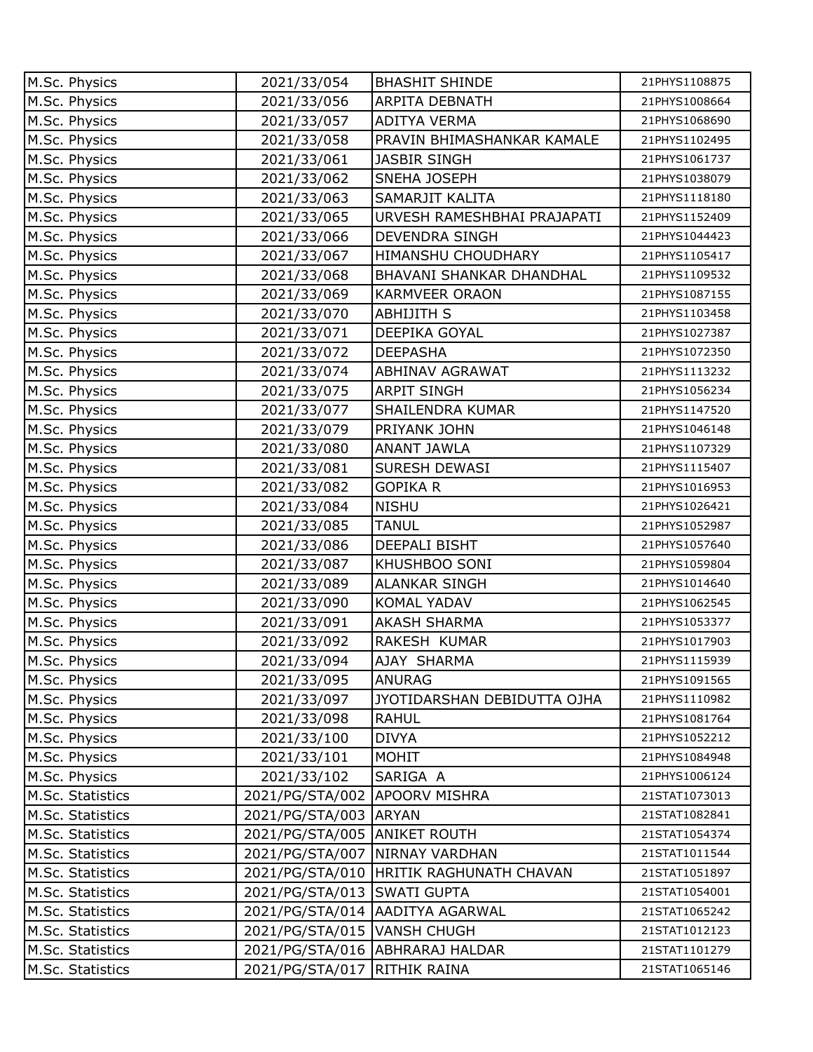| | | | |
|---|---|---|---|
| M.Sc. Physics | 2021/33/054 | BHASHIT SHINDE | 21PHYS1108875 |
| M.Sc. Physics | 2021/33/056 | ARPITA DEBNATH | 21PHYS1008664 |
| M.Sc. Physics | 2021/33/057 | ADITYA VERMA | 21PHYS1068690 |
| M.Sc. Physics | 2021/33/058 | PRAVIN BHIMASHANKAR KAMALE | 21PHYS1102495 |
| M.Sc. Physics | 2021/33/061 | JASBIR SINGH | 21PHYS1061737 |
| M.Sc. Physics | 2021/33/062 | SNEHA JOSEPH | 21PHYS1038079 |
| M.Sc. Physics | 2021/33/063 | SAMARJIT KALITA | 21PHYS1118180 |
| M.Sc. Physics | 2021/33/065 | URVESH RAMESHBHAI PRAJAPATI | 21PHYS1152409 |
| M.Sc. Physics | 2021/33/066 | DEVENDRA SINGH | 21PHYS1044423 |
| M.Sc. Physics | 2021/33/067 | HIMANSHU CHOUDHARY | 21PHYS1105417 |
| M.Sc. Physics | 2021/33/068 | BHAVANI SHANKAR DHANDHAL | 21PHYS1109532 |
| M.Sc. Physics | 2021/33/069 | KARMVEER ORAON | 21PHYS1087155 |
| M.Sc. Physics | 2021/33/070 | ABHIJITH S | 21PHYS1103458 |
| M.Sc. Physics | 2021/33/071 | DEEPIKA GOYAL | 21PHYS1027387 |
| M.Sc. Physics | 2021/33/072 | DEEPASHA | 21PHYS1072350 |
| M.Sc. Physics | 2021/33/074 | ABHINAV AGRAWAT | 21PHYS1113232 |
| M.Sc. Physics | 2021/33/075 | ARPIT SINGH | 21PHYS1056234 |
| M.Sc. Physics | 2021/33/077 | SHAILENDRA KUMAR | 21PHYS1147520 |
| M.Sc. Physics | 2021/33/079 | PRIYANK JOHN | 21PHYS1046148 |
| M.Sc. Physics | 2021/33/080 | ANANT JAWLA | 21PHYS1107329 |
| M.Sc. Physics | 2021/33/081 | SURESH DEWASI | 21PHYS1115407 |
| M.Sc. Physics | 2021/33/082 | GOPIKA R | 21PHYS1016953 |
| M.Sc. Physics | 2021/33/084 | NISHU | 21PHYS1026421 |
| M.Sc. Physics | 2021/33/085 | TANUL | 21PHYS1052987 |
| M.Sc. Physics | 2021/33/086 | DEEPALI BISHT | 21PHYS1057640 |
| M.Sc. Physics | 2021/33/087 | KHUSHBOO SONI | 21PHYS1059804 |
| M.Sc. Physics | 2021/33/089 | ALANKAR SINGH | 21PHYS1014640 |
| M.Sc. Physics | 2021/33/090 | KOMAL YADAV | 21PHYS1062545 |
| M.Sc. Physics | 2021/33/091 | AKASH SHARMA | 21PHYS1053377 |
| M.Sc. Physics | 2021/33/092 | RAKESH KUMAR | 21PHYS1017903 |
| M.Sc. Physics | 2021/33/094 | AJAY SHARMA | 21PHYS1115939 |
| M.Sc. Physics | 2021/33/095 | ANURAG | 21PHYS1091565 |
| M.Sc. Physics | 2021/33/097 | JYOTIDARSHAN DEBIDUTTA OJHA | 21PHYS1110982 |
| M.Sc. Physics | 2021/33/098 | RAHUL | 21PHYS1081764 |
| M.Sc. Physics | 2021/33/100 | DIVYA | 21PHYS1052212 |
| M.Sc. Physics | 2021/33/101 | MOHIT | 21PHYS1084948 |
| M.Sc. Physics | 2021/33/102 | SARIGA A | 21PHYS1006124 |
| M.Sc. Statistics | 2021/PG/STA/002 | APOORV MISHRA | 21STAT1073013 |
| M.Sc. Statistics | 2021/PG/STA/003 | ARYAN | 21STAT1082841 |
| M.Sc. Statistics | 2021/PG/STA/005 | ANIKET ROUTH | 21STAT1054374 |
| M.Sc. Statistics | 2021/PG/STA/007 | NIRNAY VARDHAN | 21STAT1011544 |
| M.Sc. Statistics | 2021/PG/STA/010 | HRITIK RAGHUNATH CHAVAN | 21STAT1051897 |
| M.Sc. Statistics | 2021/PG/STA/013 | SWATI GUPTA | 21STAT1054001 |
| M.Sc. Statistics | 2021/PG/STA/014 | AADITYA AGARWAL | 21STAT1065242 |
| M.Sc. Statistics | 2021/PG/STA/015 | VANSH CHUGH | 21STAT1012123 |
| M.Sc. Statistics | 2021/PG/STA/016 | ABHRARAJ HALDAR | 21STAT1101279 |
| M.Sc. Statistics | 2021/PG/STA/017 | RITHIK RAINA | 21STAT1065146 |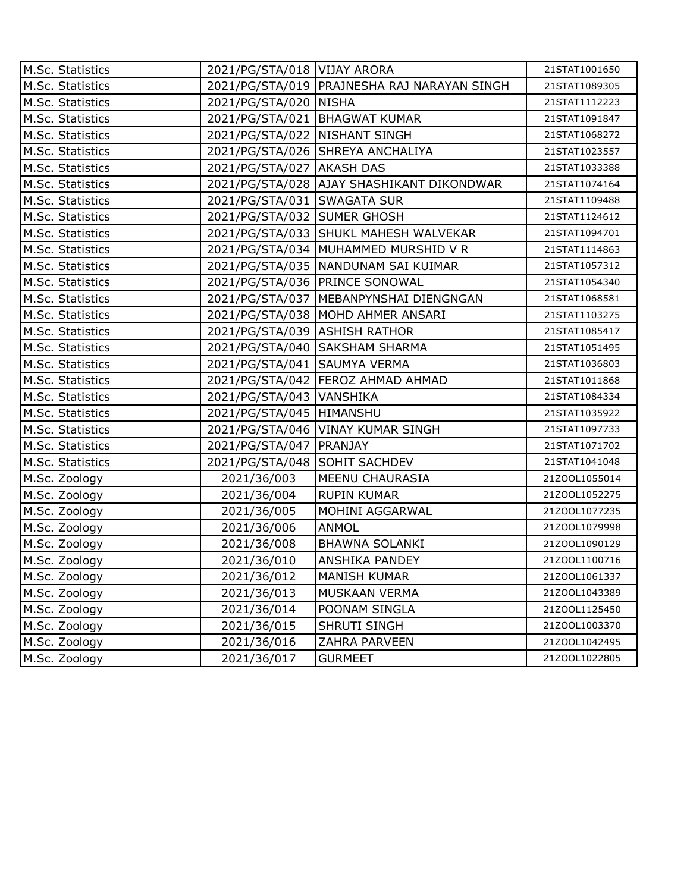| | | | |
|---|---|---|---|
| M.Sc. Statistics | 2021/PG/STA/018 | VIJAY ARORA | 21STAT1001650 |
| M.Sc. Statistics | 2021/PG/STA/019 | PRAJNESHA RAJ NARAYAN SINGH | 21STAT1089305 |
| M.Sc. Statistics | 2021/PG/STA/020 | NISHA | 21STAT1112223 |
| M.Sc. Statistics | 2021/PG/STA/021 | BHAGWAT KUMAR | 21STAT1091847 |
| M.Sc. Statistics | 2021/PG/STA/022 | NISHANT SINGH | 21STAT1068272 |
| M.Sc. Statistics | 2021/PG/STA/026 | SHREYA ANCHALIYA | 21STAT1023557 |
| M.Sc. Statistics | 2021/PG/STA/027 | AKASH DAS | 21STAT1033388 |
| M.Sc. Statistics | 2021/PG/STA/028 | AJAY SHASHIKANT DIKONDWAR | 21STAT1074164 |
| M.Sc. Statistics | 2021/PG/STA/031 | SWAGATA SUR | 21STAT1109488 |
| M.Sc. Statistics | 2021/PG/STA/032 | SUMER GHOSH | 21STAT1124612 |
| M.Sc. Statistics | 2021/PG/STA/033 | SHUKL MAHESH WALVEKAR | 21STAT1094701 |
| M.Sc. Statistics | 2021/PG/STA/034 | MUHAMMED MURSHID V R | 21STAT1114863 |
| M.Sc. Statistics | 2021/PG/STA/035 | NANDUNAM SAI KUIMAR | 21STAT1057312 |
| M.Sc. Statistics | 2021/PG/STA/036 | PRINCE SONOWAL | 21STAT1054340 |
| M.Sc. Statistics | 2021/PG/STA/037 | MEBANPYNSHAI DIENGNGAN | 21STAT1068581 |
| M.Sc. Statistics | 2021/PG/STA/038 | MOHD AHMER ANSARI | 21STAT1103275 |
| M.Sc. Statistics | 2021/PG/STA/039 | ASHISH RATHOR | 21STAT1085417 |
| M.Sc. Statistics | 2021/PG/STA/040 | SAKSHAM SHARMA | 21STAT1051495 |
| M.Sc. Statistics | 2021/PG/STA/041 | SAUMYA VERMA | 21STAT1036803 |
| M.Sc. Statistics | 2021/PG/STA/042 | FEROZ AHMAD AHMAD | 21STAT1011868 |
| M.Sc. Statistics | 2021/PG/STA/043 | VANSHIKA | 21STAT1084334 |
| M.Sc. Statistics | 2021/PG/STA/045 | HIMANSHU | 21STAT1035922 |
| M.Sc. Statistics | 2021/PG/STA/046 | VINAY KUMAR SINGH | 21STAT1097733 |
| M.Sc. Statistics | 2021/PG/STA/047 | PRANJAY | 21STAT1071702 |
| M.Sc. Statistics | 2021/PG/STA/048 | SOHIT SACHDEV | 21STAT1041048 |
| M.Sc. Zoology | 2021/36/003 | MEENU CHAURASIA | 21ZOOL1055014 |
| M.Sc. Zoology | 2021/36/004 | RUPIN KUMAR | 21ZOOL1052275 |
| M.Sc. Zoology | 2021/36/005 | MOHINI AGGARWAL | 21ZOOL1077235 |
| M.Sc. Zoology | 2021/36/006 | ANMOL | 21ZOOL1079998 |
| M.Sc. Zoology | 2021/36/008 | BHAWNA SOLANKI | 21ZOOL1090129 |
| M.Sc. Zoology | 2021/36/010 | ANSHIKA PANDEY | 21ZOOL1100716 |
| M.Sc. Zoology | 2021/36/012 | MANISH KUMAR | 21ZOOL1061337 |
| M.Sc. Zoology | 2021/36/013 | MUSKAAN VERMA | 21ZOOL1043389 |
| M.Sc. Zoology | 2021/36/014 | POONAM SINGLA | 21ZOOL1125450 |
| M.Sc. Zoology | 2021/36/015 | SHRUTI SINGH | 21ZOOL1003370 |
| M.Sc. Zoology | 2021/36/016 | ZAHRA PARVEEN | 21ZOOL1042495 |
| M.Sc. Zoology | 2021/36/017 | GURMEET | 21ZOOL1022805 |